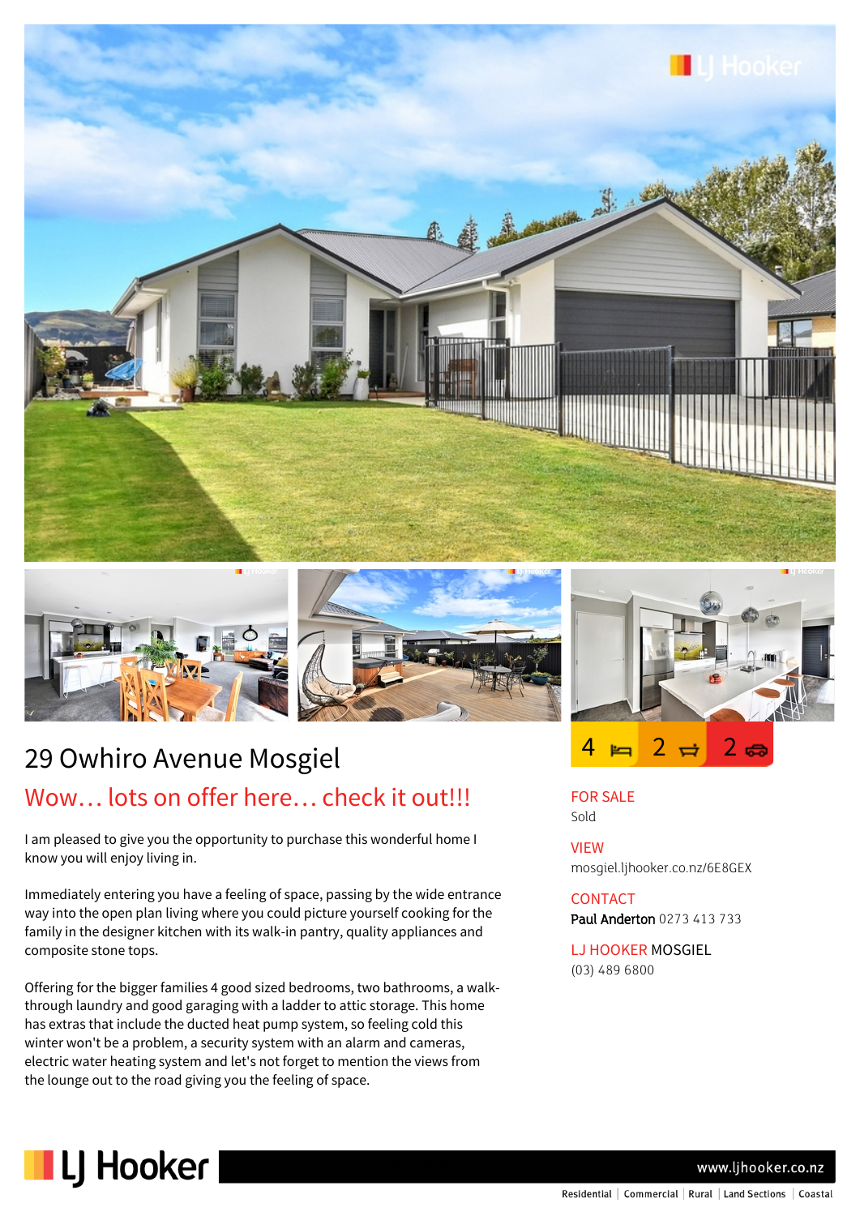# 29 Owhiro Avenue Mosgiel

## Wow… lots on offer here… check it out!!!

4 bed | 2 bath | 2 car

I am pleased to give you the opportunity to purchase this wonderful home I know you will enjoy living in.

Immediately entering you have a feeling of space, passing by the wide entrance way into the open plan living where you could picture yourself cooking for the family in the designer kitchen with its walk-in pantry, quality appliances and composite stone tops.

Offering for the bigger families 4 good sized bedrooms, two bathrooms, a walk-through laundry and good garaging with a ladder to attic storage. This home has extras that include the ducted heat pump system, so feeling cold this winter won't be a problem, a security system with an alarm and cameras, electric water heating system and let's not forget to mention the views from the lounge out to the road giving you the feeling of space.

**FOR SALE**
Sold

**VIEW**
mosgiel.ljhooker.co.nz/6E8GEX

**CONTACT**
**Paul Anderton** 0273 413 733

**LJ HOOKER** MOSGIEL
(03) 489 6800

www.ljhooker.co.nz

Residential | Commercial | Rural | Land Sections | Coastal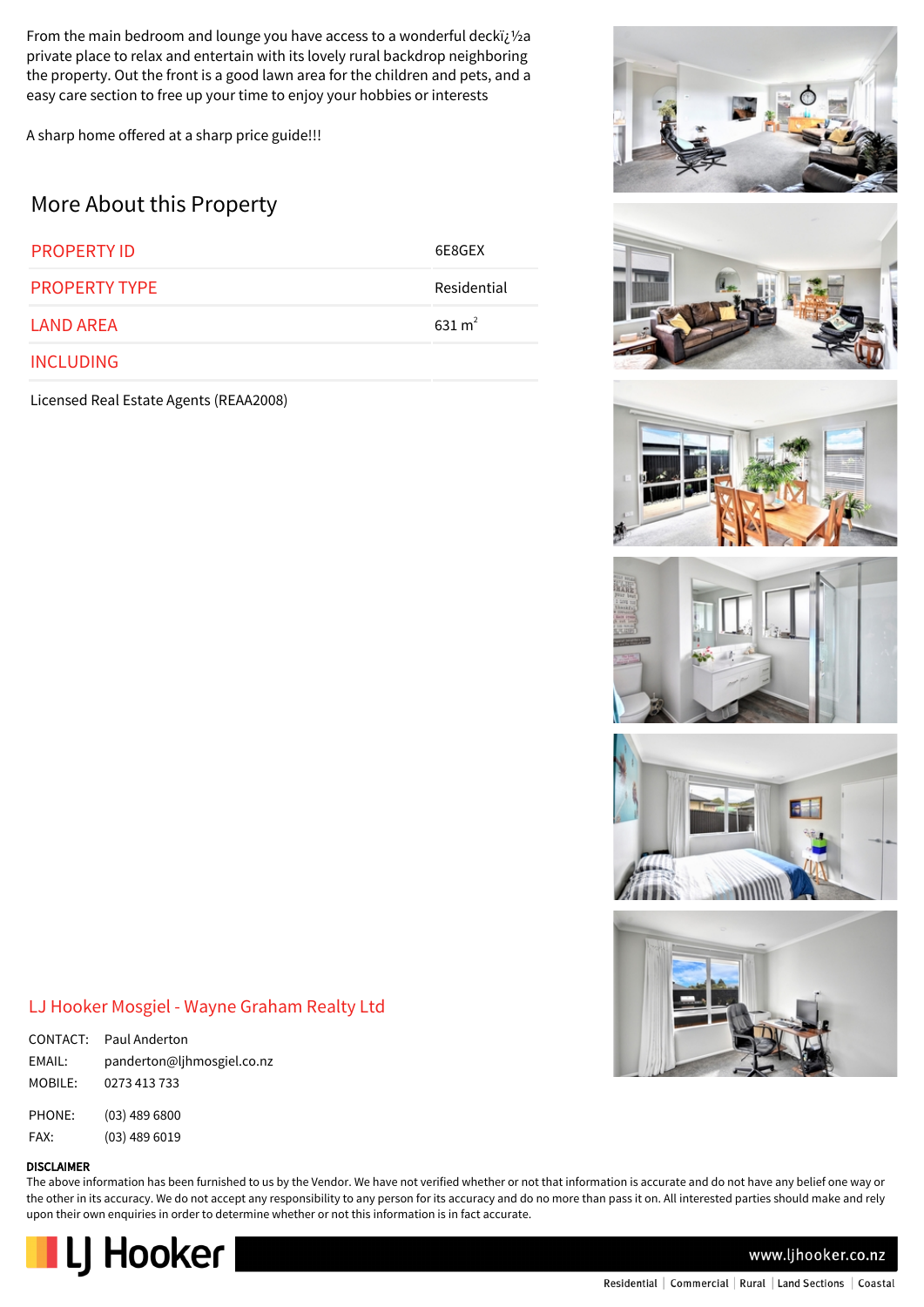From the main bedroom and lounge you have access to a wonderful deckï¿½a private place to relax and entertain with its lovely rural backdrop neighboring the property. Out the front is a good lawn area for the children and pets, and a easy care section to free up your time to enjoy your hobbies or interests

A sharp home offered at a sharp price guide!!!

## More About this Property

| | |
|---|---|
| PROPERTY ID | 6E8GEX |
| PROPERTY TYPE | Residential |
| LAND AREA | 631 $m^2$ |
| INCLUDING | |

Licensed Real Estate Agents (REAA2008)

### LJ Hooker Mosgiel - Wayne Graham Realty Ltd

CONTACT: Paul Anderton
EMAIL: panderton@ljhmosgiel.co.nz
MOBILE: 0273 413 733

PHONE: (03) 489 6800
FAX: (03) 489 6019

**DISCLAIMER**
The above information has been furnished to us by the Vendor. We have not verified whether or not that information is accurate and do not have any belief one way or the other in its accuracy. We do not accept any responsibility to any person for its accuracy and do no more than pass it on. All interested parties should make and rely upon their own enquiries in order to determine whether or not this information is in fact accurate.

LJ Hooker

www.ljhooker.co.nz

Residential | Commercial | Rural | Land Sections | Coastal